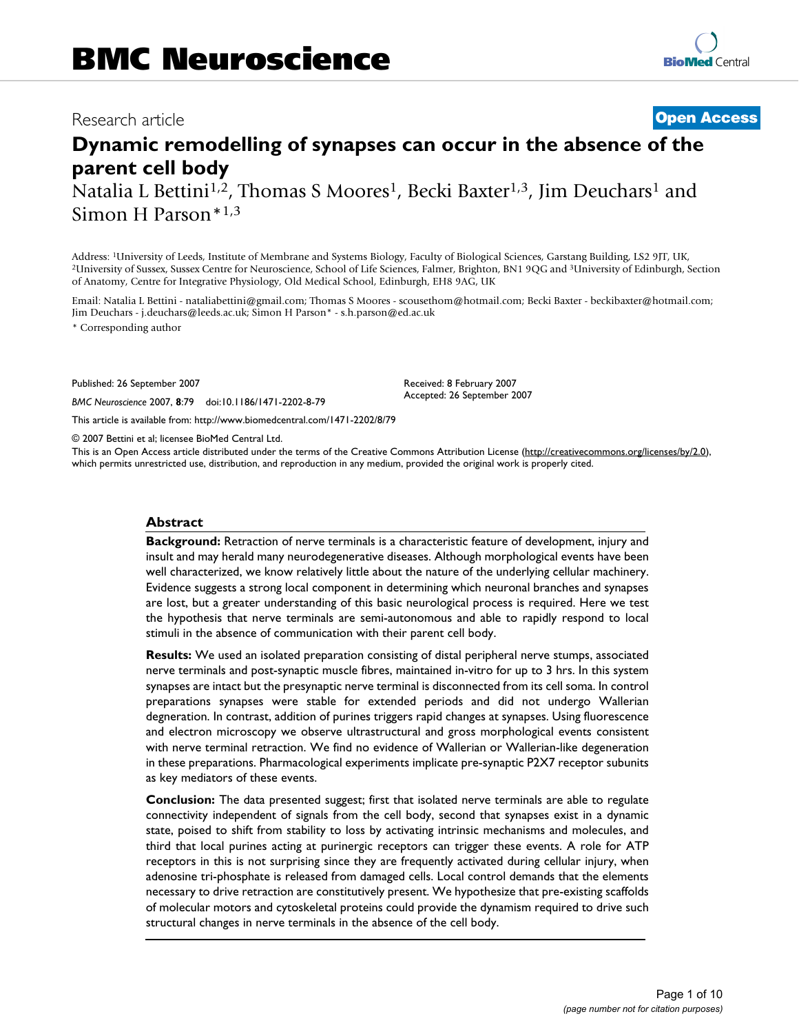BMC Neuroscience

Research article

**Open Access**

# Dynamic remodelling of synapses can occur in the absence of the parent cell body

Natalia L Bettini[1,2], Thomas S Moores[1], Becki Baxter[1,3], Jim Deuchars[1] and Simon H Parson*[1,3]

Address: [1]University of Leeds, Institute of Membrane and Systems Biology, Faculty of Biological Sciences, Garstang Building, LS2 9JT, UK, [2]University of Sussex, Sussex Centre for Neuroscience, School of Life Sciences, Falmer, Brighton, BN1 9QG and [3]University of Edinburgh, Section of Anatomy, Centre for Integrative Physiology, Old Medical School, Edinburgh, EH8 9AG, UK

Email: Natalia L Bettini - nataliabettini@gmail.com; Thomas S Moores - scousethom@hotmail.com; Becki Baxter - beckibaxter@hotmail.com; Jim Deuchars - j.deuchars@leeds.ac.uk; Simon H Parson* - s.h.parson@ed.ac.uk

* Corresponding author

Published: 26 September 2007

*BMC Neuroscience* 2007, **8**:79 doi:10.1186/1471-2202-8-79

Received: 8 February 2007
Accepted: 26 September 2007

This article is available from: http://www.biomedcentral.com/1471-2202/8/79

© 2007 Bettini et al; licensee BioMed Central Ltd.

This is an Open Access article distributed under the terms of the Creative Commons Attribution License (http://creativecommons.org/licenses/by/2.0), which permits unrestricted use, distribution, and reproduction in any medium, provided the original work is properly cited.

## Abstract

**Background:** Retraction of nerve terminals is a characteristic feature of development, injury and insult and may herald many neurodegenerative diseases. Although morphological events have been well characterized, we know relatively little about the nature of the underlying cellular machinery. Evidence suggests a strong local component in determining which neuronal branches and synapses are lost, but a greater understanding of this basic neurological process is required. Here we test the hypothesis that nerve terminals are semi-autonomous and able to rapidly respond to local stimuli in the absence of communication with their parent cell body.

**Results:** We used an isolated preparation consisting of distal peripheral nerve stumps, associated nerve terminals and post-synaptic muscle fibres, maintained in-vitro for up to 3 hrs. In this system synapses are intact but the presynaptic nerve terminal is disconnected from its cell soma. In control preparations synapses were stable for extended periods and did not undergo Wallerian degeneration. In contrast, addition of purines triggers rapid changes at synapses. Using fluorescence and electron microscopy we observe ultrastructural and gross morphological events consistent with nerve terminal retraction. We find no evidence of Wallerian or Wallerian-like degeneration in these preparations. Pharmacological experiments implicate pre-synaptic P2X7 receptor subunits as key mediators of these events.

**Conclusion:** The data presented suggest; first that isolated nerve terminals are able to regulate connectivity independent of signals from the cell body, second that synapses exist in a dynamic state, poised to shift from stability to loss by activating intrinsic mechanisms and molecules, and third that local purines acting at purinergic receptors can trigger these events. A role for ATP receptors in this is not surprising since they are frequently activated during cellular injury, when adenosine tri-phosphate is released from damaged cells. Local control demands that the elements necessary to drive retraction are constitutively present. We hypothesize that pre-existing scaffolds of molecular motors and cytoskeletal proteins could provide the dynamism required to drive such structural changes in nerve terminals in the absence of the cell body.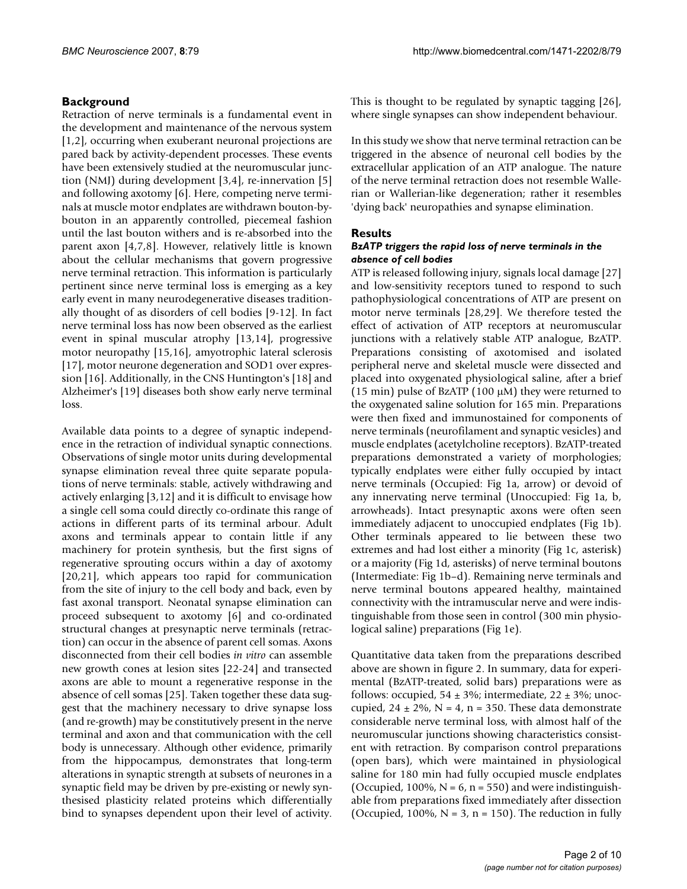## Background

Retraction of nerve terminals is a fundamental event in the development and maintenance of the nervous system [1,2], occurring when exuberant neuronal projections are pared back by activity-dependent processes. These events have been extensively studied at the neuromuscular junction (NMJ) during development [3,4], re-innervation [5] and following axotomy [6]. Here, competing nerve terminals at muscle motor endplates are withdrawn bouton-by-bouton in an apparently controlled, piecemeal fashion until the last bouton withers and is re-absorbed into the parent axon [4,7,8]. However, relatively little is known about the cellular mechanisms that govern progressive nerve terminal retraction. This information is particularly pertinent since nerve terminal loss is emerging as a key early event in many neurodegenerative diseases traditionally thought of as disorders of cell bodies [9-12]. In fact nerve terminal loss has now been observed as the earliest event in spinal muscular atrophy [13,14], progressive motor neuropathy [15,16], amyotrophic lateral sclerosis [17], motor neurone degeneration and SOD1 over expression [16]. Additionally, in the CNS Huntington's [18] and Alzheimer's [19] diseases both show early nerve terminal loss.

Available data points to a degree of synaptic independence in the retraction of individual synaptic connections. Observations of single motor units during developmental synapse elimination reveal three quite separate populations of nerve terminals: stable, actively withdrawing and actively enlarging [3,12] and it is difficult to envisage how a single cell soma could directly co-ordinate this range of actions in different parts of its terminal arbour. Adult axons and terminals appear to contain little if any machinery for protein synthesis, but the first signs of regenerative sprouting occurs within a day of axotomy [20,21], which appears too rapid for communication from the site of injury to the cell body and back, even by fast axonal transport. Neonatal synapse elimination can proceed subsequent to axotomy [6] and co-ordinated structural changes at presynaptic nerve terminals (retraction) can occur in the absence of parent cell somas. Axons disconnected from their cell bodies *in vitro* can assemble new growth cones at lesion sites [22-24] and transected axons are able to mount a regenerative response in the absence of cell somas [25]. Taken together these data suggest that the machinery necessary to drive synapse loss (and re-growth) may be constitutively present in the nerve terminal and axon and that communication with the cell body is unnecessary. Although other evidence, primarily from the hippocampus, demonstrates that long-term alterations in synaptic strength at subsets of neurones in a synaptic field may be driven by pre-existing or newly synthesised plasticity related proteins which differentially bind to synapses dependent upon their level of activity. This is thought to be regulated by synaptic tagging [26], where single synapses can show independent behaviour.

In this study we show that nerve terminal retraction can be triggered in the absence of neuronal cell bodies by the extracellular application of an ATP analogue. The nature of the nerve terminal retraction does not resemble Wallerian or Wallerian-like degeneration; rather it resembles 'dying back' neuropathies and synapse elimination.

## Results

### *BzATP triggers the rapid loss of nerve terminals in the absence of cell bodies*

ATP is released following injury, signals local damage [27] and low-sensitivity receptors tuned to respond to such pathophysiological concentrations of ATP are present on motor nerve terminals [28,29]. We therefore tested the effect of activation of ATP receptors at neuromuscular junctions with a relatively stable ATP analogue, BzATP. Preparations consisting of axotomised and isolated peripheral nerve and skeletal muscle were dissected and placed into oxygenated physiological saline, after a brief (15 min) pulse of BzATP (100 μM) they were returned to the oxygenated saline solution for 165 min. Preparations were then fixed and immunostained for components of nerve terminals (neurofilament and synaptic vesicles) and muscle endplates (acetylcholine receptors). BzATP-treated preparations demonstrated a variety of morphologies; typically endplates were either fully occupied by intact nerve terminals (Occupied: Fig 1a, arrow) or devoid of any innervating nerve terminal (Unoccupied: Fig 1a, b, arrowheads). Intact presynaptic axons were often seen immediately adjacent to unoccupied endplates (Fig 1b). Other terminals appeared to lie between these two extremes and had lost either a minority (Fig 1c, asterisk) or a majority (Fig 1d, asterisks) of nerve terminal boutons (Intermediate: Fig 1b–d). Remaining nerve terminals and nerve terminal boutons appeared healthy, maintained connectivity with the intramuscular nerve and were indistinguishable from those seen in control (300 min physiological saline) preparations (Fig 1e).

Quantitative data taken from the preparations described above are shown in figure 2. In summary, data for experimental (BzATP-treated, solid bars) preparations were as follows: occupied, 54 ± 3%; intermediate, 22 ± 3%; unoccupied, 24 ± 2%, N = 4, n = 350. These data demonstrate considerable nerve terminal loss, with almost half of the neuromuscular junctions showing characteristics consistent with retraction. By comparison control preparations (open bars), which were maintained in physiological saline for 180 min had fully occupied muscle endplates (Occupied, 100%, N = 6, n = 550) and were indistinguishable from preparations fixed immediately after dissection (Occupied, 100%, N = 3, n = 150). The reduction in fully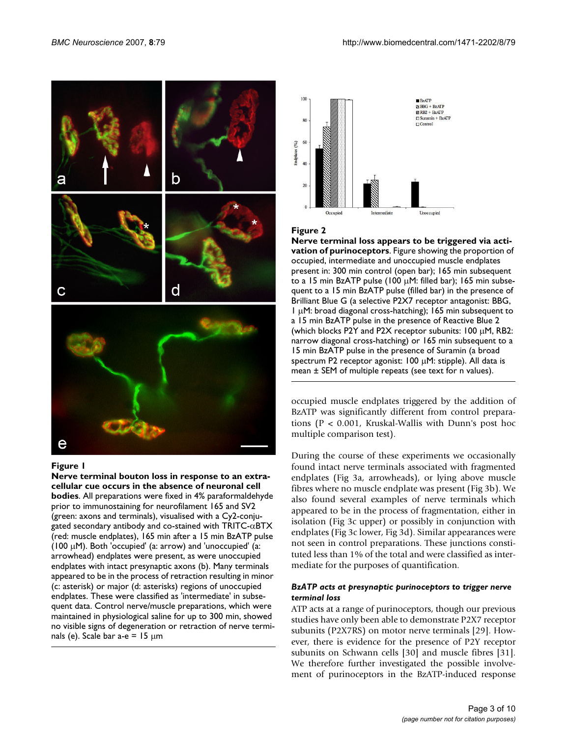**Figure 1**

**Nerve terminal bouton loss in response to an extracellular cue occurs in the absence of neuronal cell bodies**. All preparations were fixed in 4% paraformaldehyde prior to immunostaining for neurofilament 165 and SV2 (green: axons and terminals), visualised with a Cy2-conjugated secondary antibody and co-stained with TRITC-αBTX (red: muscle endplates), 165 min after a 15 min BzATP pulse (100 μM). Both 'occupied' (a: arrow) and 'unoccupied' (a: arrowhead) endplates were present, as were unoccupied endplates with intact presynaptic axons (b). Many terminals appeared to be in the process of retraction resulting in minor (c: asterisk) or major (d: asterisks) regions of unoccupied endplates. These were classified as 'intermediate' in subsequent data. Control nerve/muscle preparations, which were maintained in physiological saline for up to 300 min, showed no visible signs of degeneration or retraction of nerve terminals (e). Scale bar a-e = 15 μm

**Figure 2**

**Nerve terminal loss appears to be triggered via activation of purinoceptors**. Figure showing the proportion of occupied, intermediate and unoccupied muscle endplates present in: 300 min control (open bar); 165 min subsequent to a 15 min BzATP pulse (100 μM: filled bar); 165 min subsequent to a 15 min BzATP pulse (filled bar) in the presence of Brilliant Blue G (a selective P2X7 receptor antagonist: BBG, 1 μM: broad diagonal cross-hatching); 165 min subsequent to a 15 min BzATP pulse in the presence of Reactive Blue 2 (which blocks P2Y and P2X receptor subunits: 100 μM, RB2: narrow diagonal cross-hatching) or 165 min subsequent to a 15 min BzATP pulse in the presence of Suramin (a broad spectrum P2 receptor agonist: 100 μM: stipple). All data is mean ± SEM of multiple repeats (see text for n values).

occupied muscle endplates triggered by the addition of BzATP was significantly different from control preparations ($P < 0.001$, Kruskal-Wallis with Dunn's post hoc multiple comparison test).

During the course of these experiments we occasionally found intact nerve terminals associated with fragmented endplates (Fig 3a, arrowheads), or lying above muscle fibres where no muscle endplate was present (Fig 3b). We also found several examples of nerve terminals which appeared to be in the process of fragmentation, either in isolation (Fig 3c upper) or possibly in conjunction with endplates (Fig 3c lower, Fig 3d). Similar appearances were not seen in control preparations. These junctions constituted less than 1% of the total and were classified as intermediate for the purposes of quantification.

### *BzATP acts at presynaptic purinoceptors to trigger nerve terminal loss*

ATP acts at a range of purinoceptors, though our previous studies have only been able to demonstrate P2X7 receptor subunits (P2X7RS) on motor nerve terminals [29]. However, there is evidence for the presence of P2Y receptor subunits on Schwann cells [30] and muscle fibres [31]. We therefore further investigated the possible involvement of purinoceptors in the BzATP-induced response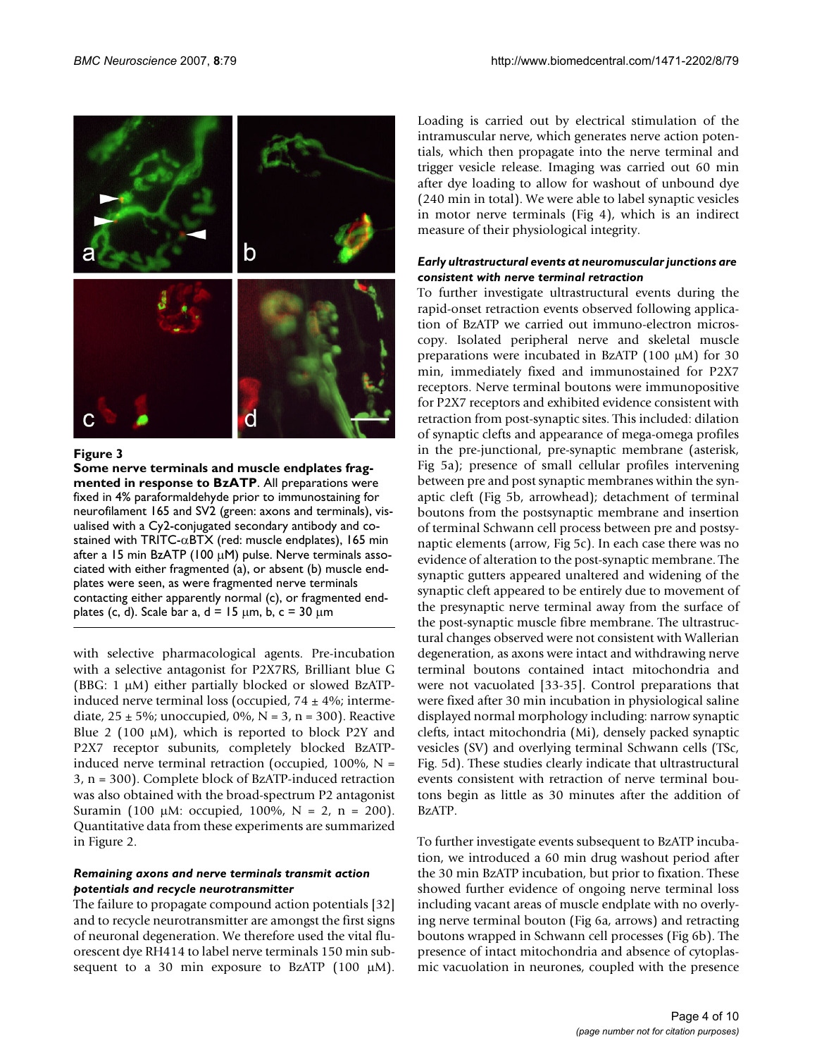**Figure 3**

**Some nerve terminals and muscle endplates fragmented in response to BzATP**. All preparations were fixed in 4% paraformaldehyde prior to immunostaining for neurofilament 165 and SV2 (green: axons and terminals), visualised with a Cy2-conjugated secondary antibody and co-stained with TRITC-αBTX (red: muscle endplates), 165 min after a 15 min BzATP (100 μM) pulse. Nerve terminals associated with either fragmented (a), or absent (b) muscle endplates were seen, as were fragmented nerve terminals contacting either apparently normal (c), or fragmented endplates (c, d). Scale bar a, d = 15 μm, b, c = 30 μm

with selective pharmacological agents. Pre-incubation with a selective antagonist for P2X7RS, Brilliant blue G (BBG: 1 μM) either partially blocked or slowed BzATP-induced nerve terminal loss (occupied, 74 ± 4%; intermediate, 25 ± 5%; unoccupied, 0%, N = 3, n = 300). Reactive Blue 2 (100 μM), which is reported to block P2Y and P2X7 receptor subunits, completely blocked BzATP-induced nerve terminal retraction (occupied, 100%, N = 3, n = 300). Complete block of BzATP-induced retraction was also obtained with the broad-spectrum P2 antagonist Suramin (100 μM: occupied, 100%, N = 2, n = 200). Quantitative data from these experiments are summarized in Figure 2.

### *Remaining axons and nerve terminals transmit action potentials and recycle neurotransmitter*

The failure to propagate compound action potentials [32] and to recycle neurotransmitter are amongst the first signs of neuronal degeneration. We therefore used the vital fluorescent dye RH414 to label nerve terminals 150 min subsequent to a 30 min exposure to BzATP (100 μM). Loading is carried out by electrical stimulation of the intramuscular nerve, which generates nerve action potentials, which then propagate into the nerve terminal and trigger vesicle release. Imaging was carried out 60 min after dye loading to allow for washout of unbound dye (240 min in total). We were able to label synaptic vesicles in motor nerve terminals (Fig 4), which is an indirect measure of their physiological integrity.

### *Early ultrastructural events at neuromuscular junctions are consistent with nerve terminal retraction*

To further investigate ultrastructural events during the rapid-onset retraction events observed following application of BzATP we carried out immuno-electron microscopy. Isolated peripheral nerve and skeletal muscle preparations were incubated in BzATP (100 μM) for 30 min, immediately fixed and immunostained for P2X7 receptors. Nerve terminal boutons were immunopositive for P2X7 receptors and exhibited evidence consistent with retraction from post-synaptic sites. This included: dilation of synaptic clefts and appearance of mega-omega profiles in the pre-junctional, pre-synaptic membrane (asterisk, Fig 5a); presence of small cellular profiles intervening between pre and post synaptic membranes within the synaptic cleft (Fig 5b, arrowhead); detachment of terminal boutons from the postsynaptic membrane and insertion of terminal Schwann cell process between pre and postsynaptic elements (arrow, Fig 5c). In each case there was no evidence of alteration to the post-synaptic membrane. The synaptic gutters appeared unaltered and widening of the synaptic cleft appeared to be entirely due to movement of the presynaptic nerve terminal away from the surface of the post-synaptic muscle fibre membrane. The ultrastructural changes observed were not consistent with Wallerian degeneration, as axons were intact and withdrawing nerve terminal boutons contained intact mitochondria and were not vacuolated [33-35]. Control preparations that were fixed after 30 min incubation in physiological saline displayed normal morphology including: narrow synaptic clefts, intact mitochondria (Mi), densely packed synaptic vesicles (SV) and overlying terminal Schwann cells (TSc, Fig. 5d). These studies clearly indicate that ultrastructural events consistent with retraction of nerve terminal boutons begin as little as 30 minutes after the addition of BzATP.

To further investigate events subsequent to BzATP incubation, we introduced a 60 min drug washout period after the 30 min BzATP incubation, but prior to fixation. These showed further evidence of ongoing nerve terminal loss including vacant areas of muscle endplate with no overlying nerve terminal bouton (Fig 6a, arrows) and retracting boutons wrapped in Schwann cell processes (Fig 6b). The presence of intact mitochondria and absence of cytoplasmic vacuolation in neurones, coupled with the presence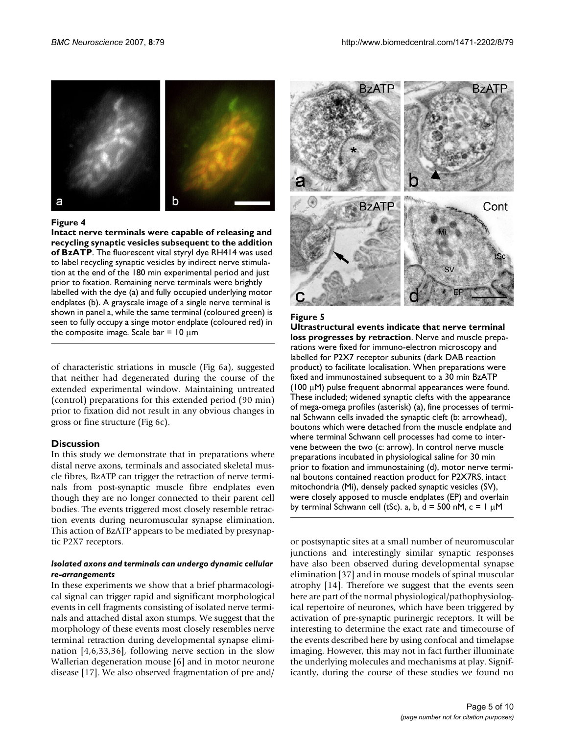**Figure 4**

**Intact nerve terminals were capable of releasing and recycling synaptic vesicles subsequent to the addition of BzATP**. The fluorescent vital styryl dye RH414 was used to label recycling synaptic vesicles by indirect nerve stimulation at the end of the 180 min experimental period and just prior to fixation. Remaining nerve terminals were brightly labelled with the dye (a) and fully occupied underlying motor endplates (b). A grayscale image of a single nerve terminal is shown in panel a, while the same terminal (coloured green) is seen to fully occupy a singe motor endplate (coloured red) in the composite image. Scale bar = 10 μm

of characteristic striations in muscle (Fig 6a), suggested that neither had degenerated during the course of the extended experimental window. Maintaining untreated (control) preparations for this extended period (90 min) prior to fixation did not result in any obvious changes in gross or fine structure (Fig 6c).

## Discussion

In this study we demonstrate that in preparations where distal nerve axons, terminals and associated skeletal muscle fibres, BzATP can trigger the retraction of nerve terminals from post-synaptic muscle fibre endplates even though they are no longer connected to their parent cell bodies. The events triggered most closely resemble retraction events during neuromuscular synapse elimination. This action of BzATP appears to be mediated by presynaptic P2X7 receptors.

### *Isolated axons and terminals can undergo dynamic cellular re-arrangements*

In these experiments we show that a brief pharmacological signal can trigger rapid and significant morphological events in cell fragments consisting of isolated nerve terminals and attached distal axon stumps. We suggest that the morphology of these events most closely resembles nerve terminal retraction during developmental synapse elimination [4,6,33,36], following nerve section in the slow Wallerian degeneration mouse [6] and in motor neurone disease [17]. We also observed fragmentation of pre and/

**Figure 5**

**Ultrastructural events indicate that nerve terminal loss progresses by retraction**. Nerve and muscle preparations were fixed for immuno-electron microscopy and labelled for P2X7 receptor subunits (dark DAB reaction product) to facilitate localisation. When preparations were fixed and immunostained subsequent to a 30 min BzATP (100 μM) pulse frequent abnormal appearances were found. These included; widened synaptic clefts with the appearance of mega-omega profiles (asterisk) (a), fine processes of terminal Schwann cells invaded the synaptic cleft (b: arrowhead), boutons which were detached from the muscle endplate and where terminal Schwann cell processes had come to intervene between the two (c: arrow). In control nerve muscle preparations incubated in physiological saline for 30 min prior to fixation and immunostaining (d), motor nerve terminal boutons contained reaction product for P2X7RS, intact mitochondria (Mi), densely packed synaptic vesicles (SV), were closely apposed to muscle endplates (EP) and overlain by terminal Schwann cell (tSc). a, b, d = 500 nM, c = 1 μM

or postsynaptic sites at a small number of neuromuscular junctions and interestingly similar synaptic responses have also been observed during developmental synapse elimination [37] and in mouse models of spinal muscular atrophy [14]. Therefore we suggest that the events seen here are part of the normal physiological/pathophysiological repertoire of neurones, which have been triggered by activation of pre-synaptic purinergic receptors. It will be interesting to determine the exact rate and timecourse of the events described here by using confocal and timelapse imaging. However, this may not in fact further illuminate the underlying molecules and mechanisms at play. Significantly, during the course of these studies we found no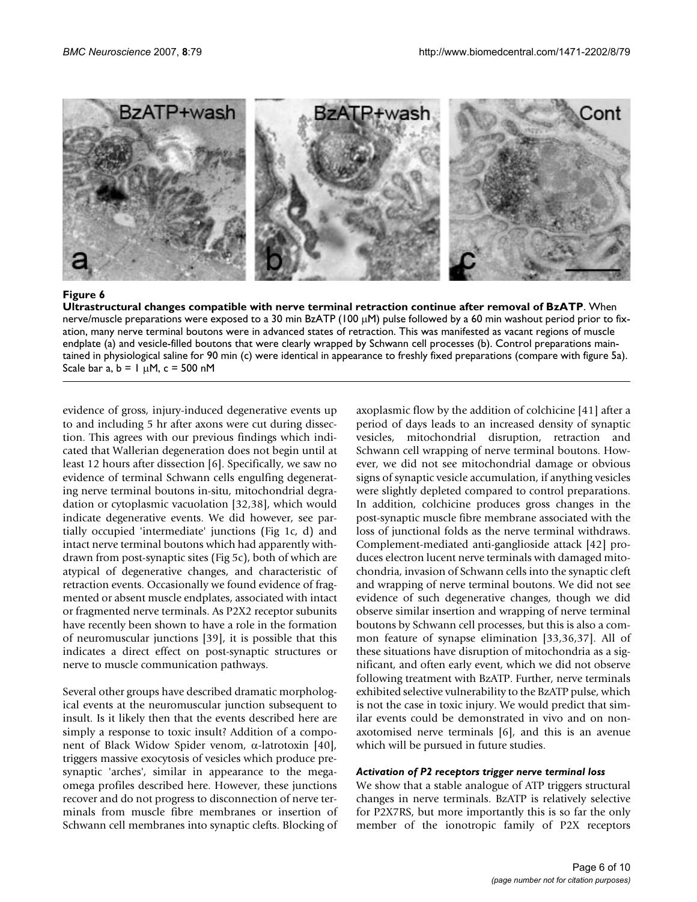**Figure 6**

**Ultrastructural changes compatible with nerve terminal retraction continue after removal of BzATP**. When nerve/muscle preparations were exposed to a 30 min BzATP (100 μM) pulse followed by a 60 min washout period prior to fixation, many nerve terminal boutons were in advanced states of retraction. This was manifested as vacant regions of muscle endplate (a) and vesicle-filled boutons that were clearly wrapped by Schwann cell processes (b). Control preparations maintained in physiological saline for 90 min (c) were identical in appearance to freshly fixed preparations (compare with figure 5a). Scale bar a, b = 1 μM, c = 500 nM

evidence of gross, injury-induced degenerative events up to and including 5 hr after axons were cut during dissection. This agrees with our previous findings which indicated that Wallerian degeneration does not begin until at least 12 hours after dissection [6]. Specifically, we saw no evidence of terminal Schwann cells engulfing degenerating nerve terminal boutons in-situ, mitochondrial degradation or cytoplasmic vacuolation [32,38], which would indicate degenerative events. We did however, see partially occupied 'intermediate' junctions (Fig 1c, d) and intact nerve terminal boutons which had apparently withdrawn from post-synaptic sites (Fig 5c), both of which are atypical of degenerative changes, and characteristic of retraction events. Occasionally we found evidence of fragmented or absent muscle endplates, associated with intact or fragmented nerve terminals. As P2X2 receptor subunits have recently been shown to have a role in the formation of neuromuscular junctions [39], it is possible that this indicates a direct effect on post-synaptic structures or nerve to muscle communication pathways.

Several other groups have described dramatic morphological events at the neuromuscular junction subsequent to insult. Is it likely then that the events described here are simply a response to toxic insult? Addition of a component of Black Widow Spider venom, α-latrotoxin [40], triggers massive exocytosis of vesicles which produce presynaptic 'arches', similar in appearance to the mega-omega profiles described here. However, these junctions recover and do not progress to disconnection of nerve terminals from muscle fibre membranes or insertion of Schwann cell membranes into synaptic clefts. Blocking of axoplasmic flow by the addition of colchicine [41] after a period of days leads to an increased density of synaptic vesicles, mitochondrial disruption, retraction and Schwann cell wrapping of nerve terminal boutons. However, we did not see mitochondrial damage or obvious signs of synaptic vesicle accumulation, if anything vesicles were slightly depleted compared to control preparations. In addition, colchicine produces gross changes in the post-synaptic muscle fibre membrane associated with the loss of junctional folds as the nerve terminal withdraws. Complement-mediated anti-ganglioside attack [42] produces electron lucent nerve terminals with damaged mitochondria, invasion of Schwann cells into the synaptic cleft and wrapping of nerve terminal boutons. We did not see evidence of such degenerative changes, though we did observe similar insertion and wrapping of nerve terminal boutons by Schwann cell processes, but this is also a common feature of synapse elimination [33,36,37]. All of these situations have disruption of mitochondria as a significant, and often early event, which we did not observe following treatment with BzATP. Further, nerve terminals exhibited selective vulnerability to the BzATP pulse, which is not the case in toxic injury. We would predict that similar events could be demonstrated in vivo and on non-axotomised nerve terminals [6], and this is an avenue which will be pursued in future studies.

#### *Activation of P2 receptors trigger nerve terminal loss*

We show that a stable analogue of ATP triggers structural changes in nerve terminals. BzATP is relatively selective for P2X7RS, but more importantly this is so far the only member of the ionotropic family of P2X receptors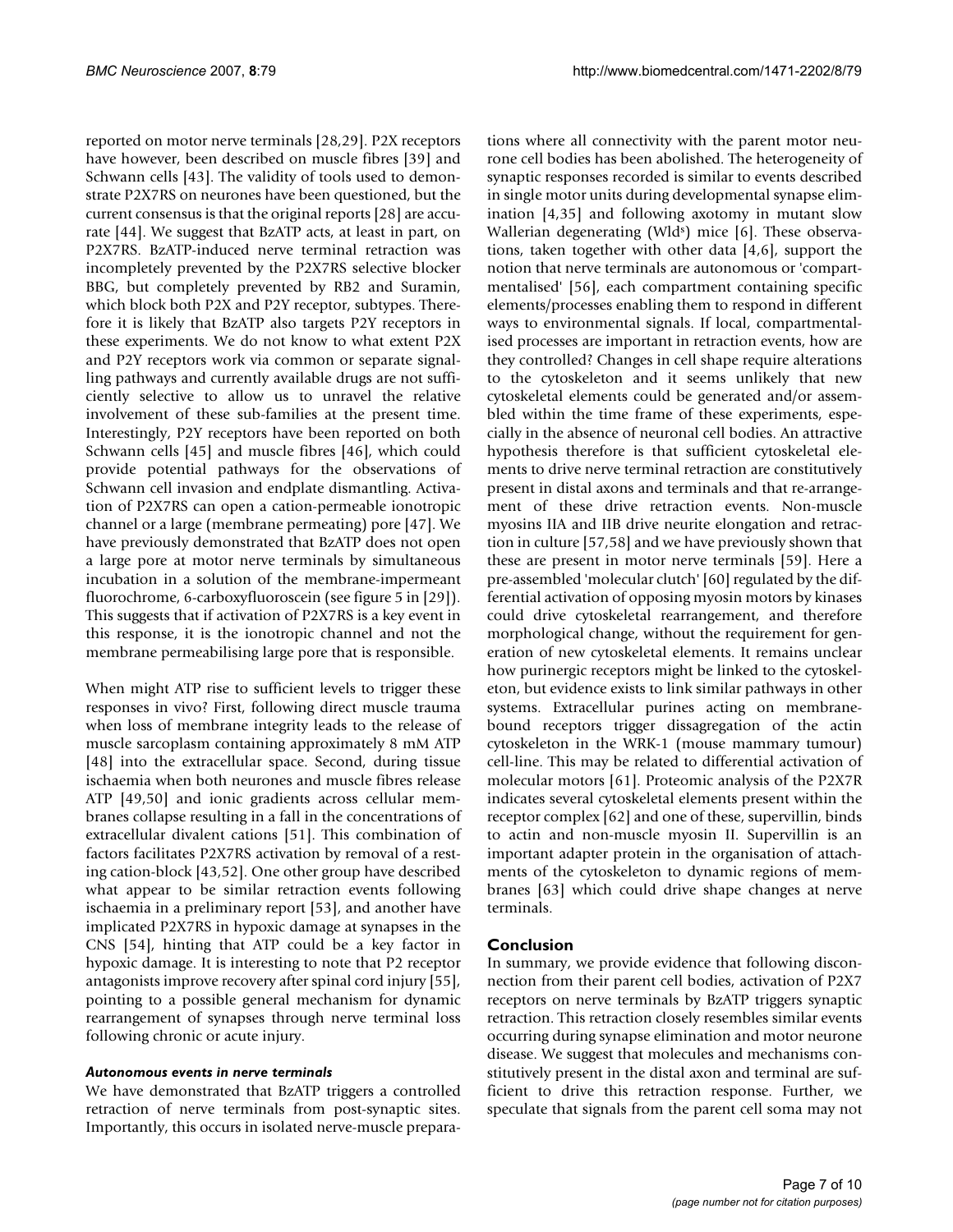reported on motor nerve terminals [28,29]. P2X receptors have however, been described on muscle fibres [39] and Schwann cells [43]. The validity of tools used to demonstrate P2X7RS on neurones have been questioned, but the current consensus is that the original reports [28] are accurate [44]. We suggest that BzATP acts, at least in part, on P2X7RS. BzATP-induced nerve terminal retraction was incompletely prevented by the P2X7RS selective blocker BBG, but completely prevented by RB2 and Suramin, which block both P2X and P2Y receptor, subtypes. Therefore it is likely that BzATP also targets P2Y receptors in these experiments. We do not know to what extent P2X and P2Y receptors work via common or separate signalling pathways and currently available drugs are not sufficiently selective to allow us to unravel the relative involvement of these sub-families at the present time. Interestingly, P2Y receptors have been reported on both Schwann cells [45] and muscle fibres [46], which could provide potential pathways for the observations of Schwann cell invasion and endplate dismantling. Activation of P2X7RS can open a cation-permeable ionotropic channel or a large (membrane permeating) pore [47]. We have previously demonstrated that BzATP does not open a large pore at motor nerve terminals by simultaneous incubation in a solution of the membrane-impermeant fluorochrome, 6-carboxyfluoroscein (see figure 5 in [29]). This suggests that if activation of P2X7RS is a key event in this response, it is the ionotropic channel and not the membrane permeabilising large pore that is responsible.

When might ATP rise to sufficient levels to trigger these responses in vivo? First, following direct muscle trauma when loss of membrane integrity leads to the release of muscle sarcoplasm containing approximately 8 mM ATP [48] into the extracellular space. Second, during tissue ischaemia when both neurones and muscle fibres release ATP [49,50] and ionic gradients across cellular membranes collapse resulting in a fall in the concentrations of extracellular divalent cations [51]. This combination of factors facilitates P2X7RS activation by removal of a resting cation-block [43,52]. One other group have described what appear to be similar retraction events following ischaemia in a preliminary report [53], and another have implicated P2X7RS in hypoxic damage at synapses in the CNS [54], hinting that ATP could be a key factor in hypoxic damage. It is interesting to note that P2 receptor antagonists improve recovery after spinal cord injury [55], pointing to a possible general mechanism for dynamic rearrangement of synapses through nerve terminal loss following chronic or acute injury.

### *Autonomous events in nerve terminals*

We have demonstrated that BzATP triggers a controlled retraction of nerve terminals from post-synaptic sites. Importantly, this occurs in isolated nerve-muscle preparations where all connectivity with the parent motor neurone cell bodies has been abolished. The heterogeneity of synaptic responses recorded is similar to events described in single motor units during developmental synapse elimination [4,35] and following axotomy in mutant slow Wallerian degenerating (Wld$^s$) mice [6]. These observations, taken together with other data [4,6], support the notion that nerve terminals are autonomous or 'compartmentalised' [56], each compartment containing specific elements/processes enabling them to respond in different ways to environmental signals. If local, compartmentalised processes are important in retraction events, how are they controlled? Changes in cell shape require alterations to the cytoskeleton and it seems unlikely that new cytoskeletal elements could be generated and/or assembled within the time frame of these experiments, especially in the absence of neuronal cell bodies. An attractive hypothesis therefore is that sufficient cytoskeletal elements to drive nerve terminal retraction are constitutively present in distal axons and terminals and that re-arrangement of these drive retraction events. Non-muscle myosins IIA and IIB drive neurite elongation and retraction in culture [57,58] and we have previously shown that these are present in motor nerve terminals [59]. Here a pre-assembled 'molecular clutch' [60] regulated by the differential activation of opposing myosin motors by kinases could drive cytoskeletal rearrangement, and therefore morphological change, without the requirement for generation of new cytoskeletal elements. It remains unclear how purinergic receptors might be linked to the cytoskeleton, but evidence exists to link similar pathways in other systems. Extracellular purines acting on membrane-bound receptors trigger dissagregation of the actin cytoskeleton in the WRK-1 (mouse mammary tumour) cell-line. This may be related to differential activation of molecular motors [61]. Proteomic analysis of the P2X7R indicates several cytoskeletal elements present within the receptor complex [62] and one of these, supervillin, binds to actin and non-muscle myosin II. Supervillin is an important adapter protein in the organisation of attachments of the cytoskeleton to dynamic regions of membranes [63] which could drive shape changes at nerve terminals.

## Conclusion

In summary, we provide evidence that following disconnection from their parent cell bodies, activation of P2X7 receptors on nerve terminals by BzATP triggers synaptic retraction. This retraction closely resembles similar events occurring during synapse elimination and motor neurone disease. We suggest that molecules and mechanisms constitutively present in the distal axon and terminal are sufficient to drive this retraction response. Further, we speculate that signals from the parent cell soma may not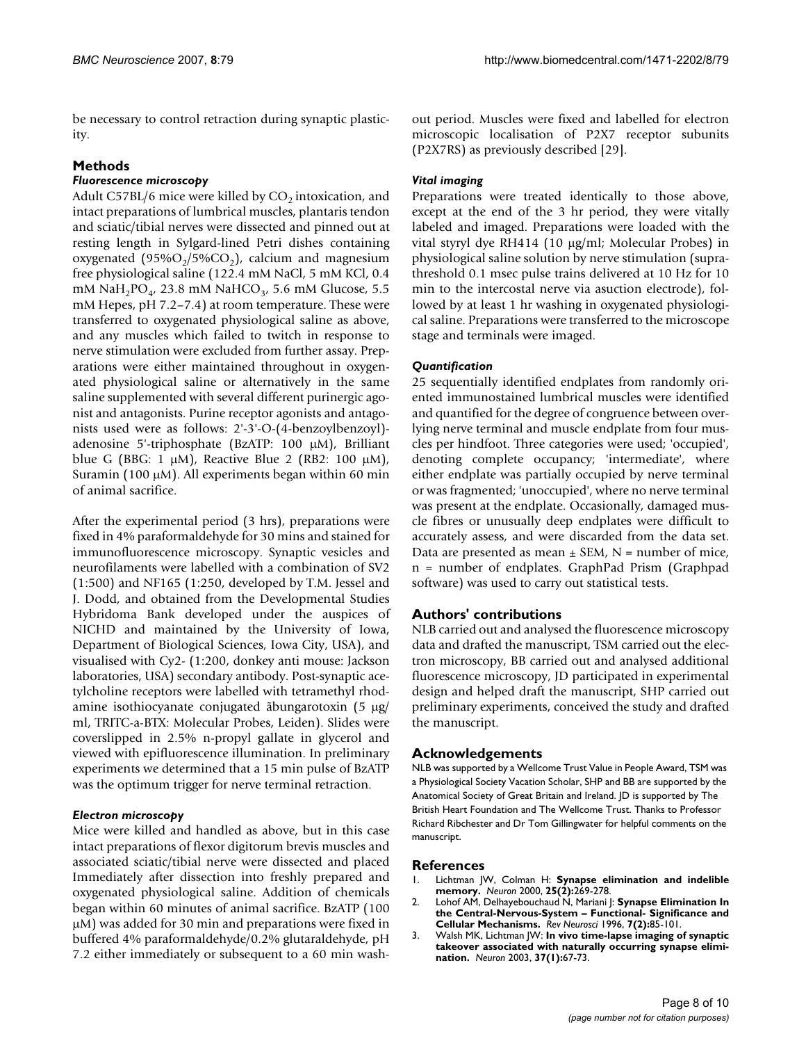be necessary to control retraction during synaptic plasticity.

## Methods

### *Fluorescence microscopy*

Adult C57BL/6 mice were killed by $CO_2$ intoxication, and intact preparations of lumbrical muscles, plantaris tendon and sciatic/tibial nerves were dissected and pinned out at resting length in Sylgard-lined Petri dishes containing oxygenated (95%$O_2$/5%$CO_2$), calcium and magnesium free physiological saline (122.4 mM NaCl, 5 mM KCl, 0.4 mM $NaH_2PO_4$, 23.8 mM $NaHCO_3$, 5.6 mM Glucose, 5.5 mM Hepes, pH 7.2–7.4) at room temperature. These were transferred to oxygenated physiological saline as above, and any muscles which failed to twitch in response to nerve stimulation were excluded from further assay. Preparations were either maintained throughout in oxygenated physiological saline or alternatively in the same saline supplemented with several different purinergic agonist and antagonists. Purine receptor agonists and antagonists used were as follows: 2'-3'-O-(4-benzoylbenzoyl)-adenosine 5'-triphosphate (BzATP: 100 μM), Brilliant blue G (BBG: 1 μM), Reactive Blue 2 (RB2: 100 μM), Suramin (100 μM). All experiments began within 60 min of animal sacrifice.

After the experimental period (3 hrs), preparations were fixed in 4% paraformaldehyde for 30 mins and stained for immunofluorescence microscopy. Synaptic vesicles and neurofilaments were labelled with a combination of SV2 (1:500) and NF165 (1:250, developed by T.M. Jessel and J. Dodd, and obtained from the Developmental Studies Hybridoma Bank developed under the auspices of NICHD and maintained by the University of Iowa, Department of Biological Sciences, Iowa City, USA), and visualised with Cy2- (1:200, donkey anti mouse: Jackson laboratories, USA) secondary antibody. Post-synaptic acetylcholine receptors were labelled with tetramethyl rhodamine isothiocyanate conjugated âbungarotoxin (5 μg/ml, TRITC-a-BTX: Molecular Probes, Leiden). Slides were coverslipped in 2.5% n-propyl gallate in glycerol and viewed with epifluorescence illumination. In preliminary experiments we determined that a 15 min pulse of BzATP was the optimum trigger for nerve terminal retraction.

### *Electron microscopy*

Mice were killed and handled as above, but in this case intact preparations of flexor digitorum brevis muscles and associated sciatic/tibial nerve were dissected and placed Immediately after dissection into freshly prepared and oxygenated physiological saline. Addition of chemicals began within 60 minutes of animal sacrifice. BzATP (100 μM) was added for 30 min and preparations were fixed in buffered 4% paraformaldehyde/0.2% glutaraldehyde, pH 7.2 either immediately or subsequent to a 60 min washout period. Muscles were fixed and labelled for electron microscopic localisation of P2X7 receptor subunits (P2X7RS) as previously described [29].

### *Vital imaging*

Preparations were treated identically to those above, except at the end of the 3 hr period, they were vitally labeled and imaged. Preparations were loaded with the vital styryl dye RH414 (10 μg/ml; Molecular Probes) in physiological saline solution by nerve stimulation (suprathreshold 0.1 msec pulse trains delivered at 10 Hz for 10 min to the intercostal nerve via asuction electrode), followed by at least 1 hr washing in oxygenated physiological saline. Preparations were transferred to the microscope stage and terminals were imaged.

### *Quantification*

25 sequentially identified endplates from randomly oriented immunostained lumbrical muscles were identified and quantified for the degree of congruence between overlying nerve terminal and muscle endplate from four muscles per hindfoot. Three categories were used; 'occupied', denoting complete occupancy; 'intermediate', where either endplate was partially occupied by nerve terminal or was fragmented; 'unoccupied', where no nerve terminal was present at the endplate. Occasionally, damaged muscle fibres or unusually deep endplates were difficult to accurately assess, and were discarded from the data set. Data are presented as mean ± SEM, N = number of mice, n = number of endplates. GraphPad Prism (Graphpad software) was used to carry out statistical tests.

## Authors' contributions

NLB carried out and analysed the fluorescence microscopy data and drafted the manuscript, TSM carried out the electron microscopy, BB carried out and analysed additional fluorescence microscopy, JD participated in experimental design and helped draft the manuscript, SHP carried out preliminary experiments, conceived the study and drafted the manuscript.

## Acknowledgements

NLB was supported by a Wellcome Trust Value in People Award, TSM was a Physiological Society Vacation Scholar, SHP and BB are supported by the Anatomical Society of Great Britain and Ireland. JD is supported by The British Heart Foundation and The Wellcome Trust. Thanks to Professor Richard Ribchester and Dr Tom Gillingwater for helpful comments on the manuscript.

## References

1. Lichtman JW, Colman H: **Synapse elimination and indelible memory.** *Neuron* 2000, **25(2):**269-278.
2. Lohof AM, Delhayebouchaud N, Mariani J: **Synapse Elimination In the Central-Nervous-System – Functional- Significance and Cellular Mechanisms.** *Rev Neurosci* 1996, **7(2):**85-101.
3. Walsh MK, Lichtman JW: **In vivo time-lapse imaging of synaptic takeover associated with naturally occurring synapse elimination.** *Neuron* 2003, **37(1):**67-73.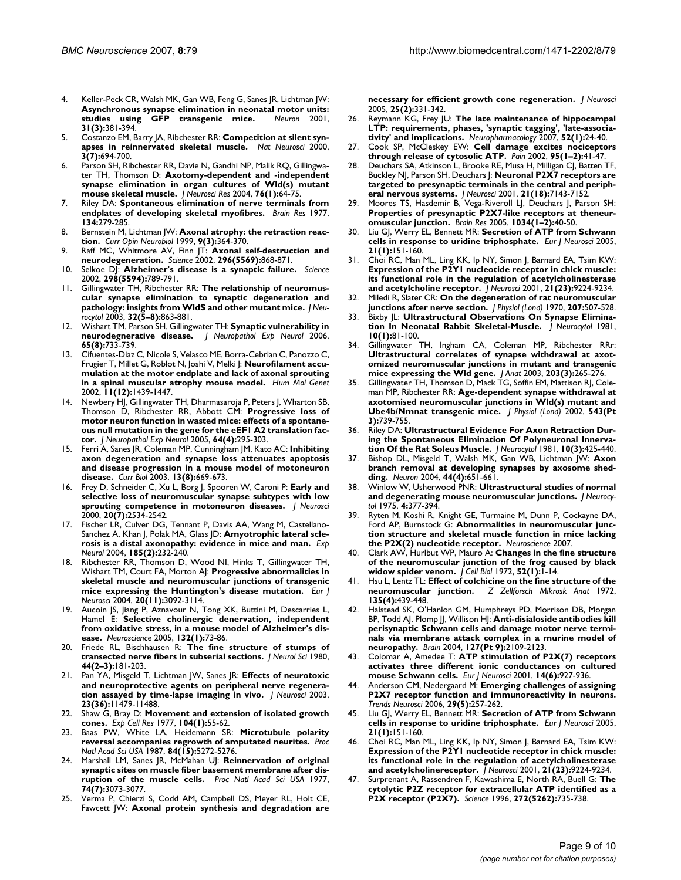4. Keller-Peck CR, Walsh MK, Gan WB, Feng G, Sanes JR, Lichtman JW: **Asynchronous synapse elimination in neonatal motor units: studies using GFP transgenic mice.** *Neuron* 2001, **31(3):**381-394.
5. Costanzo EM, Barry JA, Ribchester RR: **Competition at silent synapses in reinnervated skeletal muscle.** *Nat Neurosci* 2000, **3(7):**694-700.
6. Parson SH, Ribchester RR, Davie N, Gandhi NP, Malik RQ, Gillingwater TH, Thomson D: **Axotomy-dependent and -independent synapse elimination in organ cultures of Wld(s) mutant mouse skeletal muscle.** *J Neurosci Res* 2004, **76(1):**64-75.
7. Riley DA: **Spontaneous elimination of nerve terminals from endplates of developing skeletal myofibres.** *Brain Res* 1977, **134:**279-285.
8. Bernstein M, Lichtman JW: **Axonal atrophy: the retraction reaction.** *Curr Opin Neurobiol* 1999, **9(3):**364-370.
9. Raff MC, Whitmore AV, Finn JT: **Axonal self-destruction and neurodegeneration.** *Science* 2002, **296(5569):**868-871.
10. Selkoe DJ: **Alzheimer's disease is a synaptic failure.** *Science* 2002, **298(5594):**789-791.
11. Gillingwater TH, Ribchester RR: **The relationship of neuromuscular synapse elimination to synaptic degeneration and pathology: insights from WldS and other mutant mice.** *J Neurocytol* 2003, **32(5–8):**863-881.
12. Wishart TM, Parson SH, Gillingwater TH: **Synaptic vulnerability in neurodegenerative disease.** *J Neuropathol Exp Neurol* 2006, **65(8):**733-739.
13. Cifuentes-Diaz C, Nicole S, Velasco ME, Borra-Cebrian C, Panozzo C, Frugier T, Millet G, Roblot N, Joshi V, Melki J: **Neurofilament accumulation at the motor endplate and lack of axonal sprouting in a spinal muscular atrophy mouse model.** *Hum Mol Genet* 2002, **11(12):**1439-1447.
14. Newbery HJ, Gillingwater TH, Dharmasaroja P, Peters J, Wharton SB, Thomson D, Ribchester RR, Abbott CM: **Progressive loss of motor neuron function in wasted mice: effects of a spontaneous null mutation in the gene for the eEF1 A2 translation factor.** *J Neuropathol Exp Neurol* 2005, **64(4):**295-303.
15. Ferri A, Sanes JR, Coleman MP, Cunningham JM, Kato AC: **Inhibiting axon degeneration and synapse loss attenuates apoptosis and disease progression in a mouse model of motoneuron disease.** *Curr Biol* 2003, **13(8):**669-673.
16. Frey D, Schneider C, Xu L, Borg J, Spooren W, Caroni P: **Early and selective loss of neuromuscular synapse subtypes with low sprouting competence in motoneuron diseases.** *J Neurosci* 2000, **20(7):**2534-2542.
17. Fischer LR, Culver DG, Tennant P, Davis AA, Wang M, Castellano-Sanchez A, Khan J, Polak MA, Glass JD: **Amyotrophic lateral sclerosis is a distal axonopathy: evidence in mice and man.** *Exp Neurol* 2004, **185(2):**232-240.
18. Ribchester RR, Thomson D, Wood NI, Hinks T, Gillingwater TH, Wishart TM, Court FA, Morton AJ: **Progressive abnormalities in skeletal muscle and neuromuscular junctions of transgenic mice expressing the Huntington's disease mutation.** *Eur J Neurosci* 2004, **20(11):**3092-3114.
19. Aucoin JS, Jiang P, Aznavour N, Tong XK, Buttini M, Descarries L, Hamel E: **Selective cholinergic denervation, independent from oxidative stress, in a mouse model of Alzheimer's disease.** *Neuroscience* 2005, **132(1):**73-86.
20. Friede RL, Bischhausen R: **The fine structure of stumps of transected nerve fibers in subserial sections.** *J Neurol Sci* 1980, **44(2–3):**181-203.
21. Pan YA, Misgeld T, Lichtman JW, Sanes JR: **Effects of neurotoxic and neuroprotective agents on peripheral nerve regeneration assayed by time-lapse imaging in vivo.** *J Neurosci* 2003, **23(36):**11479-11488.
22. Shaw G, Bray D: **Movement and extension of isolated growth cones.** *Exp Cell Res* 1977, **104(1):**55-62.
23. Baas PW, White LA, Heidemann SR: **Microtubule polarity reversal accompanies regrowth of amputated neurites.** *Proc Natl Acad Sci USA* 1987, **84(15):**5272-5276.
24. Marshall LM, Sanes JR, McMahan UJ: **Reinnervation of original synaptic sites on muscle fiber basement membrane after disruption of the muscle cells.** *Proc Natl Acad Sci USA* 1977, **74(7):**3073-3077.
25. Verma P, Chierzi S, Codd AM, Campbell DS, Meyer RL, Holt CE, Fawcett JW: **Axonal protein synthesis and degradation are necessary for efficient growth cone regeneration.** *J Neurosci* 2005, **25(2):**331-342.
26. Reymann KG, Frey JU: **The late maintenance of hippocampal LTP: requirements, phases, 'synaptic tagging', 'late-associativity' and implications.** *Neuropharmacology* 2007, **52(1):**24-40.
27. Cook SP, McCleskey EW: **Cell damage excites nociceptors through release of cytosolic ATP.** *Pain* 2002, **95(1–2):**41-47.
28. Deuchars SA, Atkinson L, Brooke RE, Musa H, Milligan CJ, Batten TF, Buckley NJ, Parson SH, Deuchars J: **Neuronal P2X7 receptors are targeted to presynaptic terminals in the central and peripheral nervous systems.** *J Neurosci* 2001, **21(18):**7143-7152.
29. Moores TS, Hasdemir B, Vega-Riveroll LJ, Deuchars J, Parson SH: **Properties of presynaptic P2X7-like receptors at theneuromuscular junction.** *Brain Res* 2005, **1034(1–2):**40-50.
30. Liu GJ, Werry EL, Bennett MR: **Secretion of ATP from Schwann cells in response to uridine triphosphate.** *Eur J Neurosci* 2005, **21(1):**151-160.
31. Choi RC, Man ML, Ling KK, Ip NY, Simon J, Barnard EA, Tsim KW: **Expression of the P2Y1 nucleotide receptor in chick muscle: its functional role in the regulation of acetylcholinesterase and acetylcholine receptor.** *J Neurosci* 2001, **21(23):**9224-9234.
32. Miledi R, Slater CR: **On the degeneration of rat neuromuscular junctions after nerve section.** *J Physiol (Lond)* 1970, **207:**507-528.
33. Bixby JL: **Ultrastructural Observations On Synapse Elimination In Neonatal Rabbit Skeletal-Muscle.** *J Neurocytol* 1981, **10(1):**81-100.
34. Gillingwater TH, Ingham CA, Coleman MP, Ribchester RRr: **Ultrastructural correlates of synapse withdrawal at axotomized neuromuscular junctions in mutant and transgenic mice expressing the Wld gene.** *J Anat* 2003, **203(3):**265-276.
35. Gillingwater TH, Thomson D, Mack TG, Soffin EM, Mattison RJ, Coleman MP, Ribchester RR: **Age-dependent synapse withdrawal at axotomised neuromuscular junctions in Wld(s) mutant and Ube4b/Nmnat transgenic mice.** *J Physiol (Lond)* 2002, **543(Pt 3):**739-755.
36. Riley DA: **Ultrastructural Evidence For Axon Retraction During the Spontaneous Elimination Of Polyneuronal Innervation Of the Rat Soleus Muscle.** *J Neurocytol* 1981, **10(3):**425-440.
37. Bishop DL, Misgeld T, Walsh MK, Gan WB, Lichtman JW: **Axon branch removal at developing synapses by axosome shedding.** *Neuron* 2004, **44(4):**651-661.
38. Winlow W, Usherwood PNR: **Ultrastructural studies of normal and degenerating mouse neuromuscular junctions.** *J Neurocytol* 1975, **4:**377-394.
39. Ryten M, Koshi R, Knight GE, Turmaine M, Dunn P, Cockayne DA, Ford AP, Burnstock G: **Abnormalities in neuromuscular junction structure and skeletal muscle function in mice lacking the P2X(2) nucleotide receptor.** *Neuroscience* 2007.
40. Clark AW, Hurlbut WP, Mauro A: **Changes in the fine structure of the neuromuscular junction of the frog caused by black widow spider venom.** *J Cell Biol* 1972, **52(1):**1-14.
41. Hsu L, Lentz TL: **Effect of colchicine on the fine structure of the neuromuscular junction.** *Z Zellforsch Mikrosk Anat* 1972, **135(4):**439-448.
42. Halstead SK, O'Hanlon GM, Humphreys PD, Morrison DB, Morgan BP, Todd AJ, Plomp JJ, Willison HJ: **Anti-disialoside antibodies kill perisynaptic Schwann cells and damage motor nerve terminals via membrane attack complex in a murine model of neuropathy.** *Brain* 2004, **127(Pt 9):**2109-2123.
43. Colomar A, Amedee T: **ATP stimulation of P2X(7) receptors activates three different ionic conductances on cultured mouse Schwann cells.** *Eur J Neurosci* 2001, **14(6):**927-936.
44. Anderson CM, Nedergaard M: **Emerging challenges of assigning P2X7 receptor function and immunoreactivity in neurons.** *Trends Neurosci* 2006, **29(5):**257-262.
45. Liu GJ, Werry EL, Bennett MR: **Secretion of ATP from Schwann cells in response to uridine triphosphate.** *Eur J Neurosci* 2005, **21(1):**151-160.
46. Choi RC, Man ML, Ling KK, Ip NY, Simon J, Barnard EA, Tsim KW: **Expression of the P2Y1 nucleotide receptor in chick muscle: its functional role in the regulation of acetylcholinesterase and acetylcholinereceptor.** *J Neurosci* 2001, **21(23):**9224-9234.
47. Surprenant A, Rassendren F, Kawashima E, North RA, Buell G: **The cytolytic P2Z receptor for extracellular ATP identified as a P2X receptor (P2X7).** *Science* 1996, **272(5262):**735-738.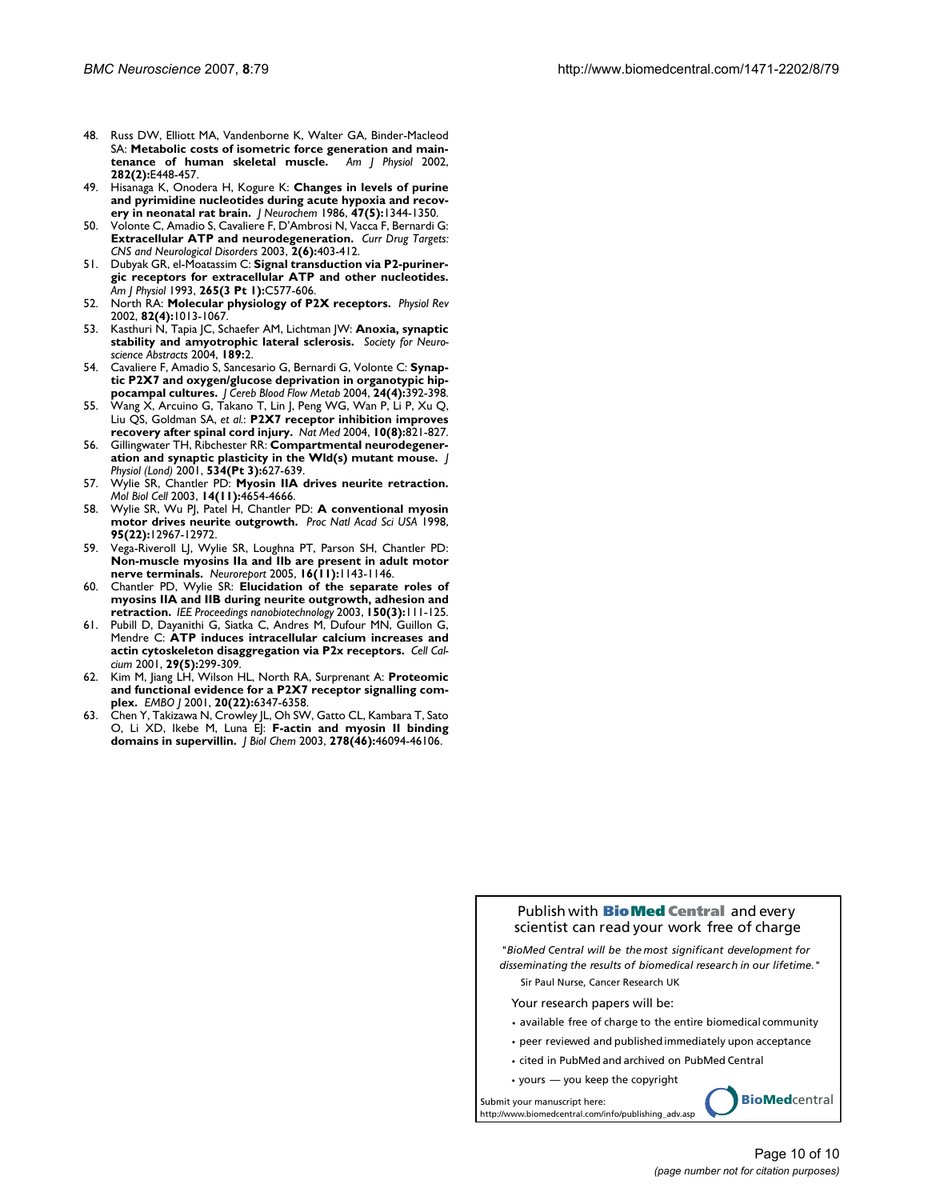48. Russ DW, Elliott MA, Vandenborne K, Walter GA, Binder-Macleod SA: **Metabolic costs of isometric force generation and maintenance of human skeletal muscle.** *Am J Physiol* 2002, **282(2):**E448-457.
49. Hisanaga K, Onodera H, Kogure K: **Changes in levels of purine and pyrimidine nucleotides during acute hypoxia and recovery in neonatal rat brain.** *J Neurochem* 1986, **47(5):**1344-1350.
50. Volonte C, Amadio S, Cavaliere F, D'Ambrosi N, Vacca F, Bernardi G: **Extracellular ATP and neurodegeneration.** *Curr Drug Targets: CNS and Neurological Disorders* 2003, **2(6):**403-412.
51. Dubyak GR, el-Moatassim C: **Signal transduction via P2-purinergic receptors for extracellular ATP and other nucleotides.** *Am J Physiol* 1993, **265(3 Pt 1):**C577-606.
52. North RA: **Molecular physiology of P2X receptors.** *Physiol Rev* 2002, **82(4):**1013-1067.
53. Kasthuri N, Tapia JC, Schaefer AM, Lichtman JW: **Anoxia, synaptic stability and amyotrophic lateral sclerosis.** *Society for Neuroscience Abstracts* 2004, **189:**2.
54. Cavaliere F, Amadio S, Sancesario G, Bernardi G, Volonte C: **Synaptic P2X7 and oxygen/glucose deprivation in organotypic hippocampal cultures.** *J Cereb Blood Flow Metab* 2004, **24(4):**392-398.
55. Wang X, Arcuino G, Takano T, Lin J, Peng WG, Wan P, Li P, Xu Q, Liu QS, Goldman SA, *et al.*: **P2X7 receptor inhibition improves recovery after spinal cord injury.** *Nat Med* 2004, **10(8):**821-827.
56. Gillingwater TH, Ribchester RR: **Compartmental neurodegeneration and synaptic plasticity in the Wld(s) mutant mouse.** *J Physiol (Lond)* 2001, **534(Pt 3):**627-639.
57. Wylie SR, Chantler PD: **Myosin IIA drives neurite retraction.** *Mol Biol Cell* 2003, **14(11):**4654-4666.
58. Wylie SR, Wu PJ, Patel H, Chantler PD: **A conventional myosin motor drives neurite outgrowth.** *Proc Natl Acad Sci USA* 1998, **95(22):**12967-12972.
59. Vega-Riveroll LJ, Wylie SR, Loughna PT, Parson SH, Chantler PD: **Non-muscle myosins IIa and IIb are present in adult motor nerve terminals.** *Neuroreport* 2005, **16(11):**1143-1146.
60. Chantler PD, Wylie SR: **Elucidation of the separate roles of myosins IIA and IIB during neurite outgrowth, adhesion and retraction.** *IEE Proceedings nanobiotechnology* 2003, **150(3):**111-125.
61. Pubill D, Dayanithi G, Siatka C, Andres M, Dufour MN, Guillon G, Mendre C: **ATP induces intracellular calcium increases and actin cytoskeleton disaggregation via P2x receptors.** *Cell Calcium* 2001, **29(5):**299-309.
62. Kim M, Jiang LH, Wilson HL, North RA, Surprenant A: **Proteomic and functional evidence for a P2X7 receptor signalling complex.** *EMBO J* 2001, **20(22):**6347-6358.
63. Chen Y, Takizawa N, Crowley JL, Oh SW, Gatto CL, Kambara T, Sato O, Li XD, Ikebe M, Luna EJ: **F-actin and myosin II binding domains in supervillin.** *J Biol Chem* 2003, **278(46):**46094-46106.

Publish with **BioMed Central** and every scientist can read your work free of charge

*"BioMed Central will be the most significant development for disseminating the results of biomedical research in our lifetime."*

Sir Paul Nurse, Cancer Research UK

Your research papers will be:

- available free of charge to the entire biomedical community
- peer reviewed and published immediately upon acceptance
- cited in PubMed and archived on PubMed Central
- yours — you keep the copyright

Submit your manuscript here:
http://www.biomedcentral.com/info/publishing_adv.asp

BioMedcentral